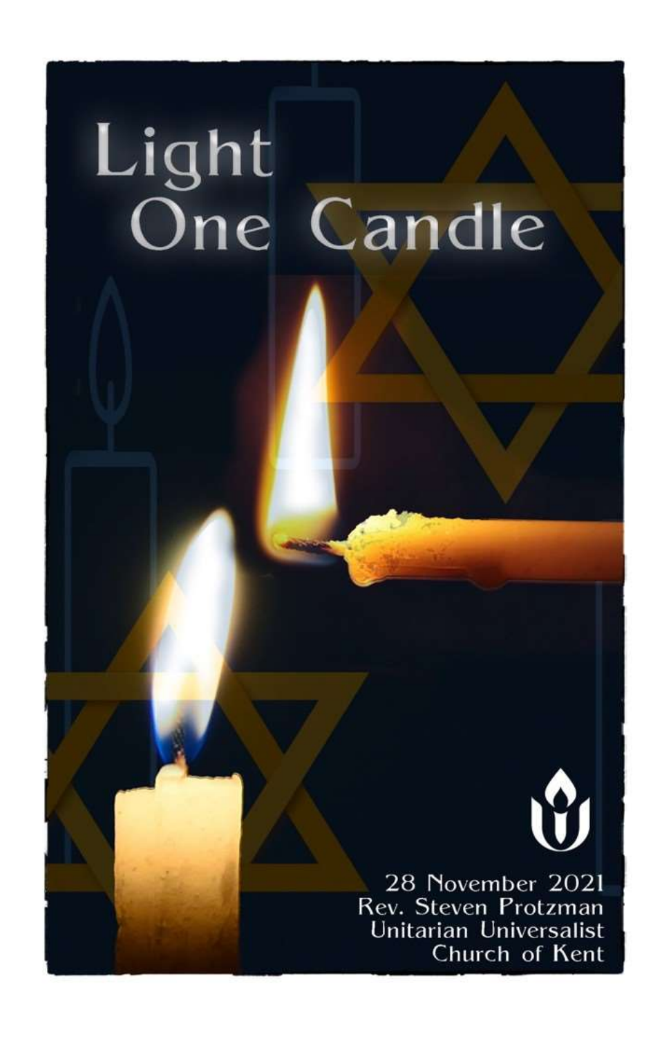# Light One Candle

28 November 2021
Rev. Steven Protzman
Unitarian Universalist
Church of Kent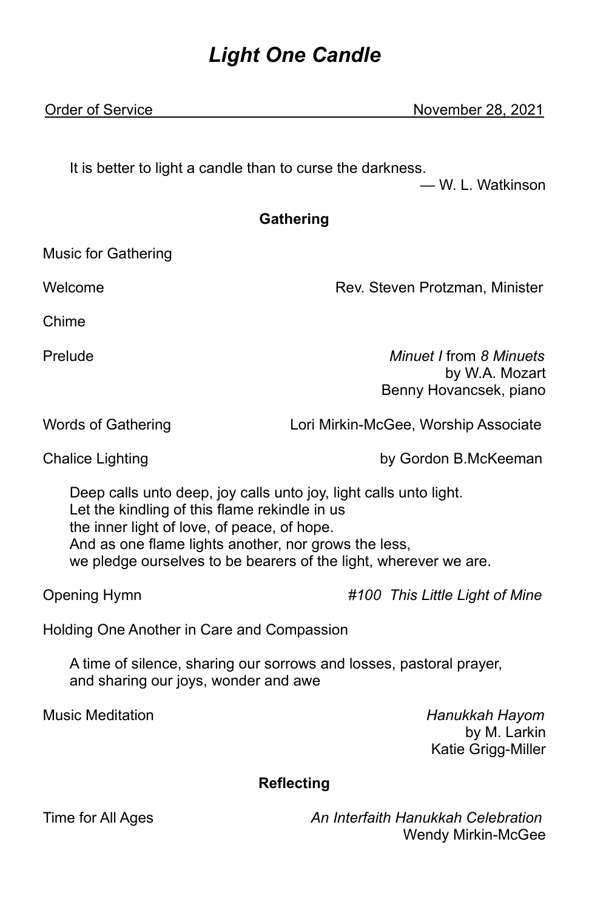# *Light One Candle*

Order of Service November 28, 2021

> It is better to light a candle than to curse the darkness.
>
> — W. L. Watkinson

**Gathering**

Music for Gathering

Welcome — Rev. Steven Protzman, Minister

Chime

Prelude — *Minuet I* from *8 Minuets* by W.A. Mozart
Benny Hovancsek, piano

Words of Gathering — Lori Mirkin-McGee, Worship Associate

Chalice Lighting — by Gordon B.McKeeman

> Deep calls unto deep, joy calls unto joy, light calls unto light.
> Let the kindling of this flame rekindle in us
> the inner light of love, of peace, of hope.
> And as one flame lights another, nor grows the less,
> we pledge ourselves to be bearers of the light, wherever we are.

Opening Hymn — *#100 This Little Light of Mine*

Holding One Another in Care and Compassion

> A time of silence, sharing our sorrows and losses, pastoral prayer,
> and sharing our joys, wonder and awe

Music Meditation — *Hanukkah Hayom* by M. Larkin
Katie Grigg-Miller

**Reflecting**

Time for All Ages — *An Interfaith Hanukkah Celebration*
Wendy Mirkin-McGee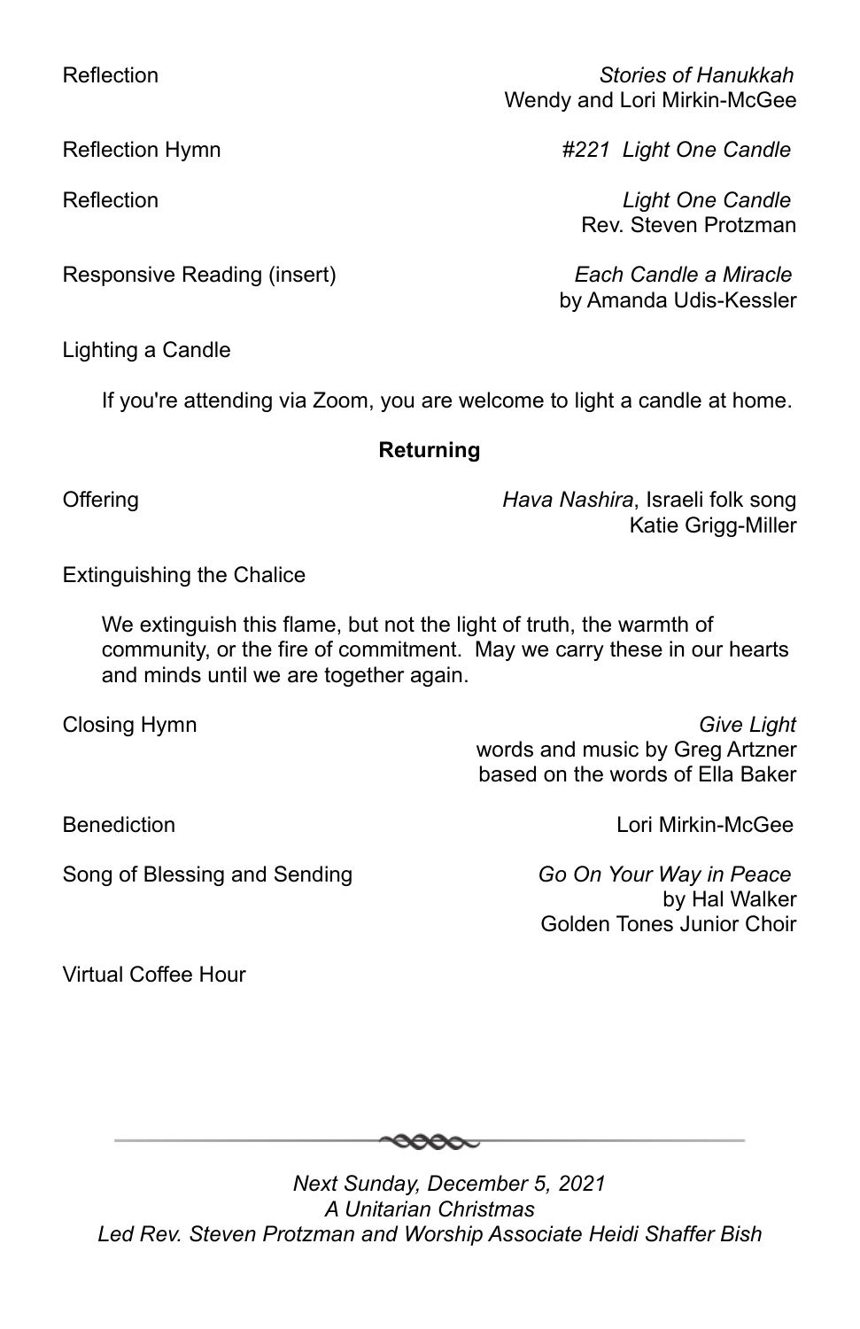Reflection — *Stories of Hanukkah*
Wendy and Lori Mirkin-McGee

Reflection Hymn — *#221 Light One Candle*

Reflection — *Light One Candle*
Rev. Steven Protzman

Responsive Reading (insert) — *Each Candle a Miracle*
by Amanda Udis-Kessler

Lighting a Candle

If you're attending via Zoom, you are welcome to light a candle at home.

**Returning**

Offering — *Hava Nashira*, Israeli folk song
Katie Grigg-Miller

Extinguishing the Chalice

We extinguish this flame, but not the light of truth, the warmth of community, or the fire of commitment. May we carry these in our hearts and minds until we are together again.

Closing Hymn — *Give Light*
words and music by Greg Artzner
based on the words of Ella Baker

Benediction — Lori Mirkin-McGee

Song of Blessing and Sending — *Go On Your Way in Peace*
by Hal Walker
Golden Tones Junior Choir

Virtual Coffee Hour

---

*Next Sunday, December 5, 2021*
*A Unitarian Christmas*
*Led Rev. Steven Protzman and Worship Associate Heidi Shaffer Bish*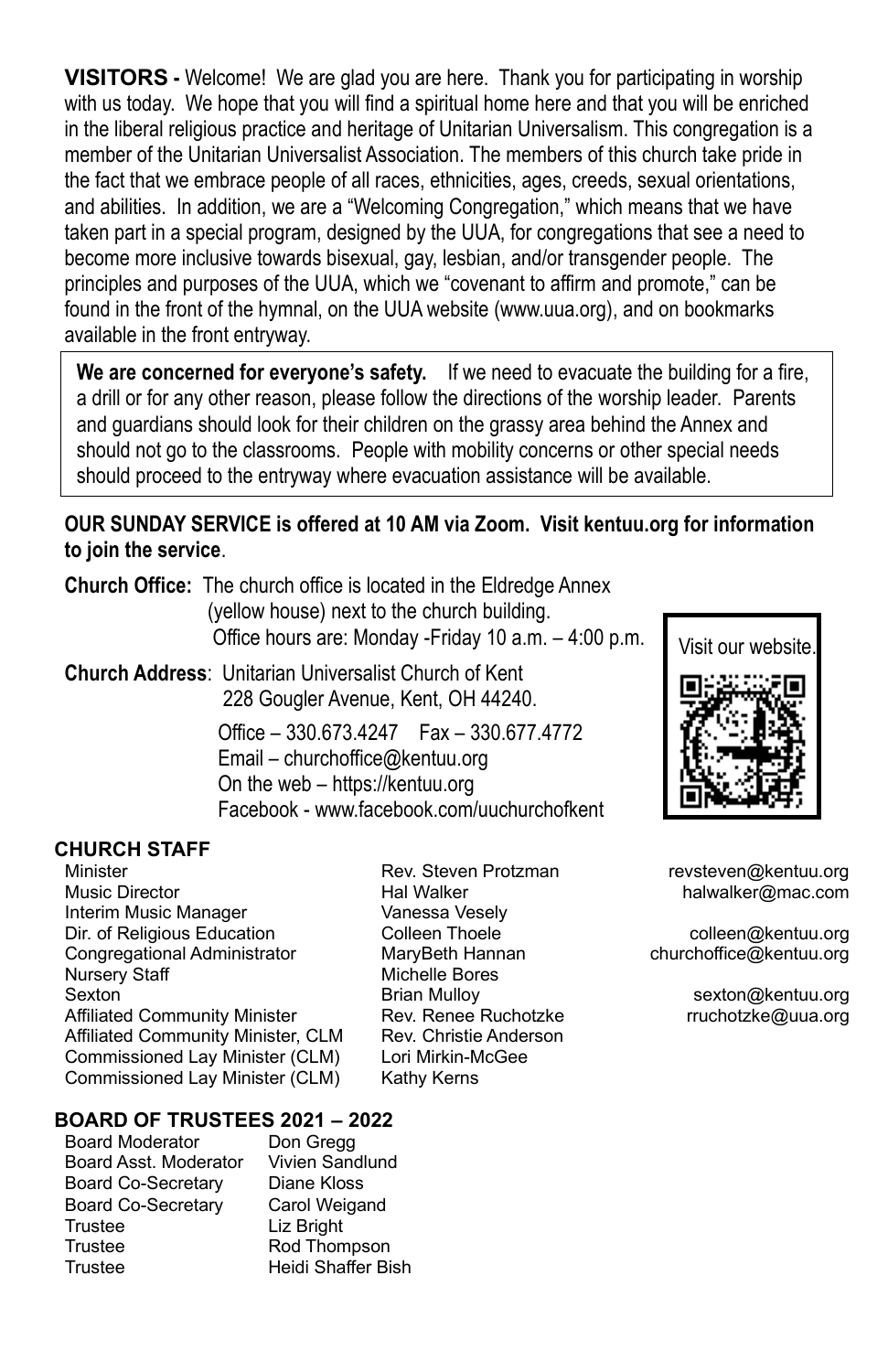**VISITORS -** Welcome! We are glad you are here. Thank you for participating in worship with us today. We hope that you will find a spiritual home here and that you will be enriched in the liberal religious practice and heritage of Unitarian Universalism. This congregation is a member of the Unitarian Universalist Association. The members of this church take pride in the fact that we embrace people of all races, ethnicities, ages, creeds, sexual orientations, and abilities. In addition, we are a "Welcoming Congregation," which means that we have taken part in a special program, designed by the UUA, for congregations that see a need to become more inclusive towards bisexual, gay, lesbian, and/or transgender people. The principles and purposes of the UUA, which we "covenant to affirm and promote," can be found in the front of the hymnal, on the UUA website (www.uua.org), and on bookmarks available in the front entryway.

**We are concerned for everyone's safety.** If we need to evacuate the building for a fire, a drill or for any other reason, please follow the directions of the worship leader. Parents and guardians should look for their children on the grassy area behind the Annex and should not go to the classrooms. People with mobility concerns or other special needs should proceed to the entryway where evacuation assistance will be available.

**OUR SUNDAY SERVICE is offered at 10 AM via Zoom. Visit kentuu.org for information to join the service**.

**Church Office:** The church office is located in the Eldredge Annex (yellow house) next to the church building.
Office hours are: Monday -Friday 10 a.m. – 4:00 p.m.

**Church Address**: Unitarian Universalist Church of Kent
228 Gougler Avenue, Kent, OH 44240.

Office – 330.673.4247 Fax – 330.677.4772
Email – churchoffice@kentuu.org
On the web – https://kentuu.org
Facebook - www.facebook.com/uuchurchofkent

Visit our website.

## CHURCH STAFF

| | | |
|---|---|---|
| Minister | Rev. Steven Protzman | revsteven@kentuu.org |
| Music Director | Hal Walker | halwalker@mac.com |
| Interim Music Manager | Vanessa Vesely | |
| Dir. of Religious Education | Colleen Thoele | colleen@kentuu.org |
| Congregational Administrator | MaryBeth Hannan | churchoffice@kentuu.org |
| Nursery Staff | Michelle Bores | |
| Sexton | Brian Mulloy | sexton@kentuu.org |
| Affiliated Community Minister | Rev. Renee Ruchotzke | rruchotzke@uua.org |
| Affiliated Community Minister, CLM | Rev. Christie Anderson | |
| Commissioned Lay Minister (CLM) | Lori Mirkin-McGee | |
| Commissioned Lay Minister (CLM) | Kathy Kerns | |

## BOARD OF TRUSTEES 2021 – 2022

| | |
|---|---|
| Board Moderator | Don Gregg |
| Board Asst. Moderator | Vivien Sandlund |
| Board Co-Secretary | Diane Kloss |
| Board Co-Secretary | Carol Weigand |
| Trustee | Liz Bright |
| Trustee | Rod Thompson |
| Trustee | Heidi Shaffer Bish |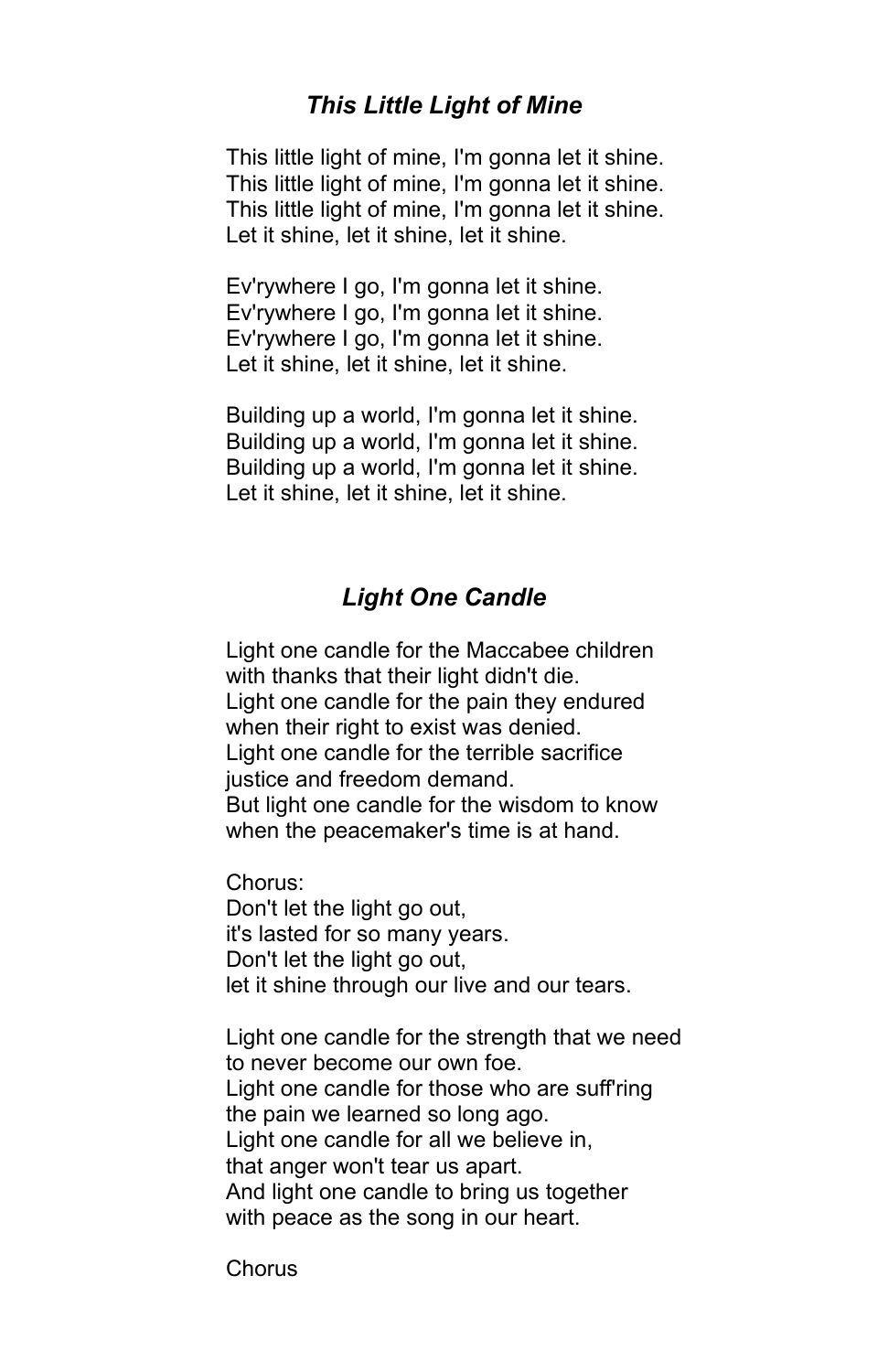## *This Little Light of Mine*

This little light of mine, I'm gonna let it shine.
This little light of mine, I'm gonna let it shine.
This little light of mine, I'm gonna let it shine.
Let it shine, let it shine, let it shine.

Ev'rywhere I go, I'm gonna let it shine.
Ev'rywhere I go, I'm gonna let it shine.
Ev'rywhere I go, I'm gonna let it shine.
Let it shine, let it shine, let it shine.

Building up a world, I'm gonna let it shine.
Building up a world, I'm gonna let it shine.
Building up a world, I'm gonna let it shine.
Let it shine, let it shine, let it shine.

## *Light One Candle*

Light one candle for the Maccabee children
with thanks that their light didn't die.
Light one candle for the pain they endured
when their right to exist was denied.
Light one candle for the terrible sacrifice
justice and freedom demand.
But light one candle for the wisdom to know
when the peacemaker's time is at hand.

Chorus:
Don't let the light go out,
it's lasted for so many years.
Don't let the light go out,
let it shine through our live and our tears.

Light one candle for the strength that we need
to never become our own foe.
Light one candle for those who are suff'ring
the pain we learned so long ago.
Light one candle for all we believe in,
that anger won't tear us apart.
And light one candle to bring us together
with peace as the song in our heart.

Chorus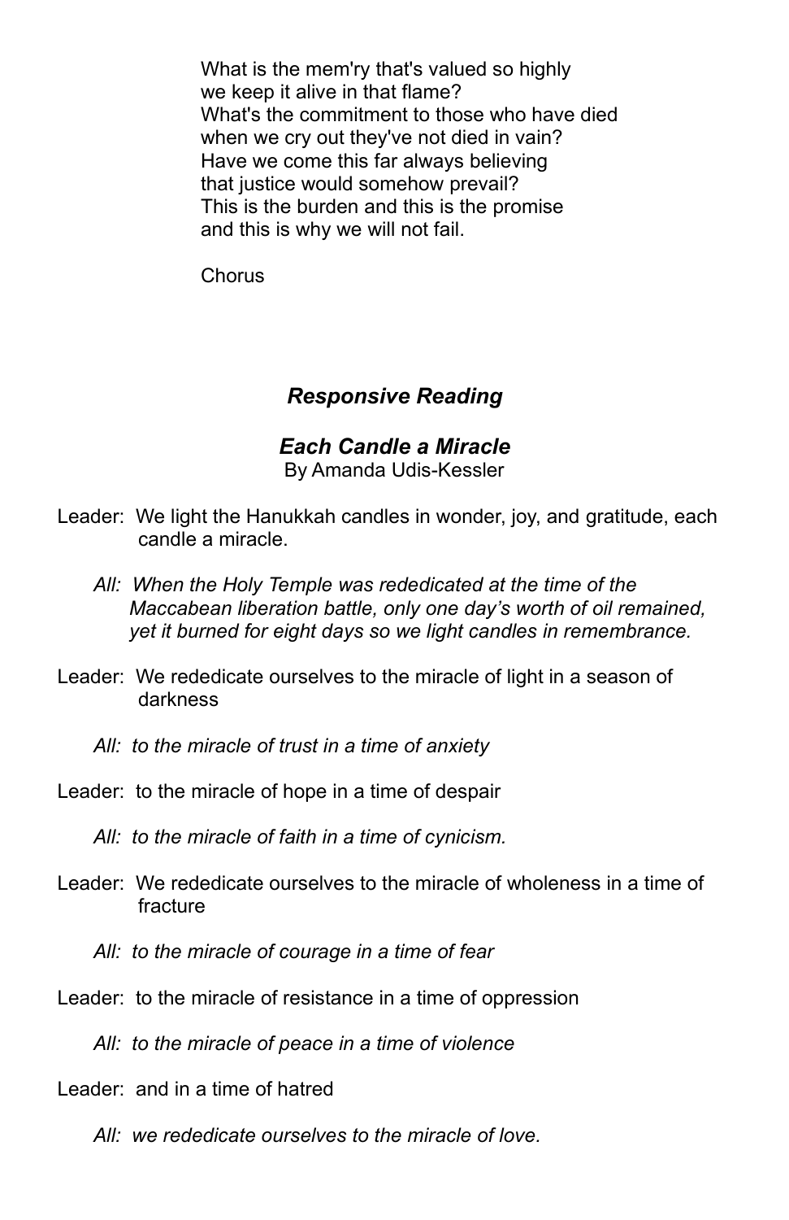What is the mem'ry that's valued so highly
we keep it alive in that flame?
What's the commitment to those who have died
when we cry out they've not died in vain?
Have we come this far always believing
that justice would somehow prevail?
This is the burden and this is the promise
and this is why we will not fail.

Chorus

## *Responsive Reading*

### *Each Candle a Miracle*

By Amanda Udis-Kessler

Leader: We light the Hanukkah candles in wonder, joy, and gratitude, each candle a miracle.

*All: When the Holy Temple was rededicated at the time of the Maccabean liberation battle, only one day's worth of oil remained, yet it burned for eight days so we light candles in remembrance.*

Leader: We rededicate ourselves to the miracle of light in a season of darkness

*All: to the miracle of trust in a time of anxiety*

Leader: to the miracle of hope in a time of despair

*All: to the miracle of faith in a time of cynicism.*

Leader: We rededicate ourselves to the miracle of wholeness in a time of fracture

*All: to the miracle of courage in a time of fear*

Leader: to the miracle of resistance in a time of oppression

*All: to the miracle of peace in a time of violence*

Leader: and in a time of hatred

*All: we rededicate ourselves to the miracle of love.*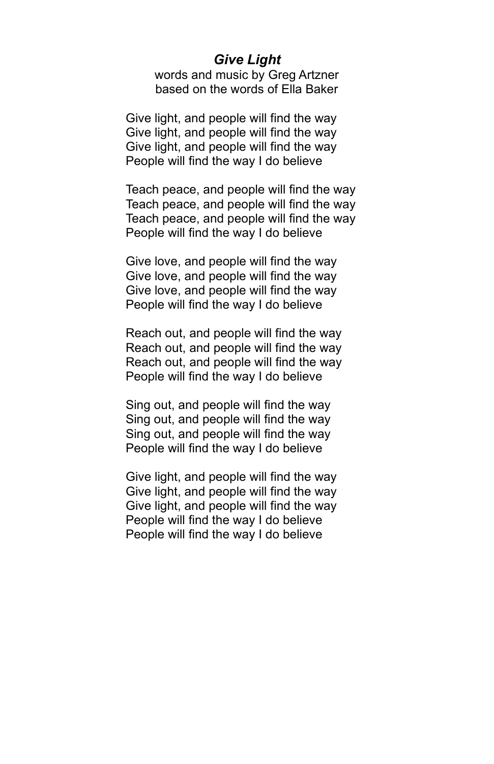## *Give Light*

words and music by Greg Artzner
based on the words of Ella Baker

Give light, and people will find the way
Give light, and people will find the way
Give light, and people will find the way
People will find the way I do believe

Teach peace, and people will find the way
Teach peace, and people will find the way
Teach peace, and people will find the way
People will find the way I do believe

Give love, and people will find the way
Give love, and people will find the way
Give love, and people will find the way
People will find the way I do believe

Reach out, and people will find the way
Reach out, and people will find the way
Reach out, and people will find the way
People will find the way I do believe

Sing out, and people will find the way
Sing out, and people will find the way
Sing out, and people will find the way
People will find the way I do believe

Give light, and people will find the way
Give light, and people will find the way
Give light, and people will find the way
People will find the way I do believe
People will find the way I do believe